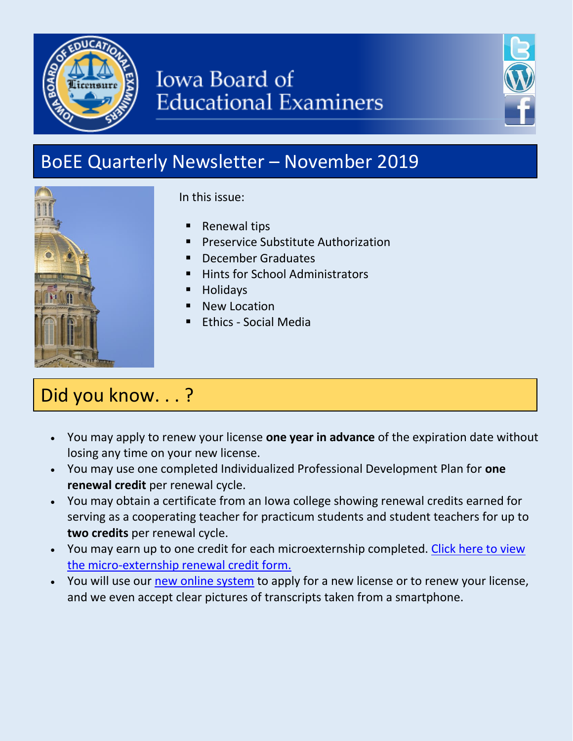# Iowa Board of Educational Examiners

## BoEE Quarterly Newsletter – November 2019

In this issue:

- Renewal tips
- Preservice Substitute Authorization
- December Graduates
- Hints for School Administrators
- Holidays
- New Location
- Ethics - Social Media

## Did you know. . . ?

- You may apply to renew your license **one year in advance** of the expiration date without losing any time on your new license.
- You may use one completed Individualized Professional Development Plan for **one renewal credit** per renewal cycle.
- You may obtain a certificate from an Iowa college showing renewal credits earned for serving as a cooperating teacher for practicum students and student teachers for up to **two credits** per renewal cycle.
- You may earn up to one credit for each microexternship completed. Click here to view the micro-externship renewal credit form.
- You will use our new online system to apply for a new license or to renew your license, and we even accept clear pictures of transcripts taken from a smartphone.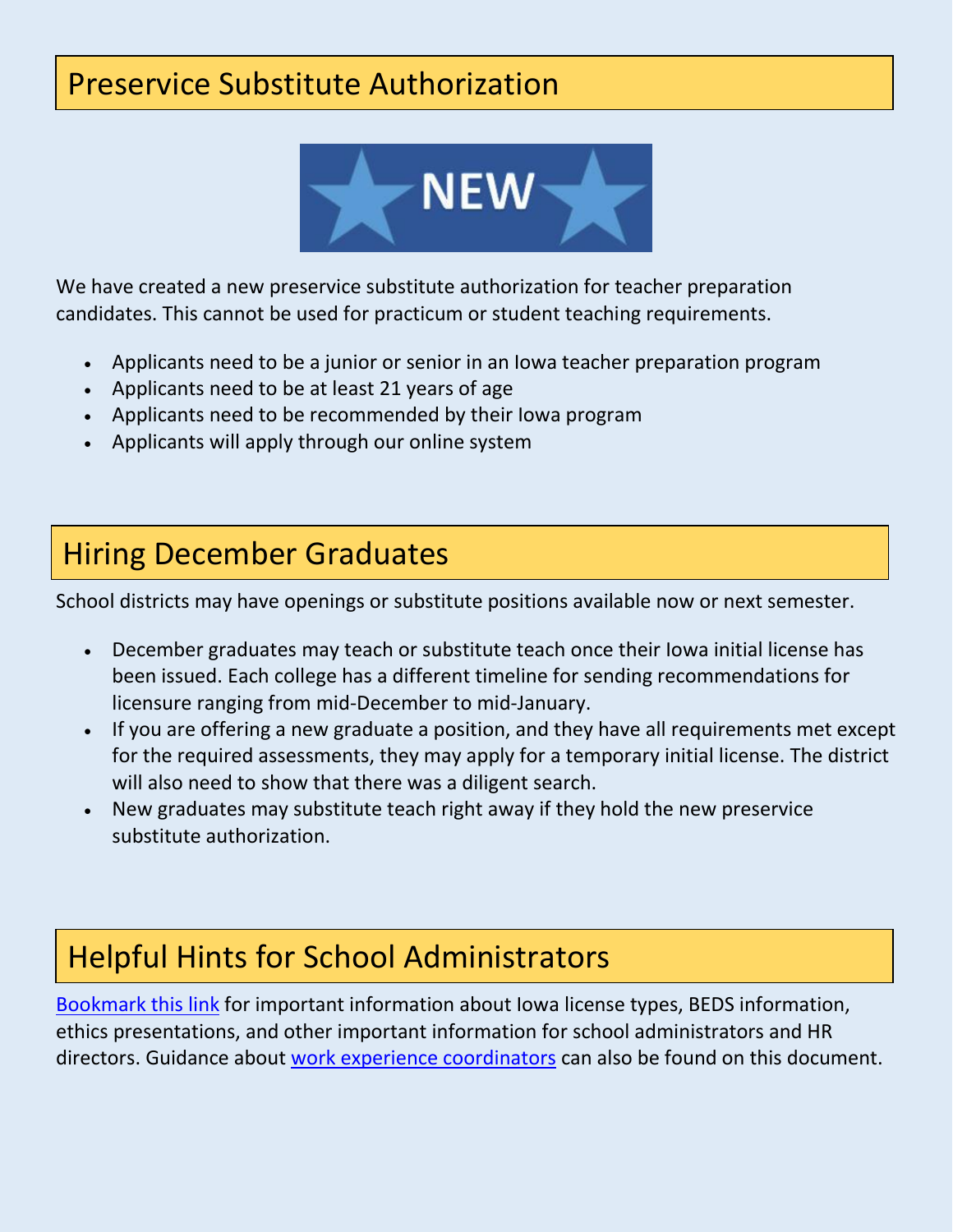## Preserve Substitute Authorization

NEW

We have created a new preservice substitute authorization for teacher preparation candidates. This cannot be used for practicum or student teaching requirements.

- Applicants need to be a junior or senior in an Iowa teacher preparation program
- Applicants need to be at least 21 years of age
- Applicants need to be recommended by their Iowa program
- Applicants will apply through our online system

## Hiring December Graduates

School districts may have openings or substitute positions available now or next semester.

- December graduates may teach or substitute teach once their Iowa initial license has been issued. Each college has a different timeline for sending recommendations for licensure ranging from mid-December to mid-January.
- If you are offering a new graduate a position, and they have all requirements met except for the required assessments, they may apply for a temporary initial license. The district will also need to show that there was a diligent search.
- New graduates may substitute teach right away if they hold the new preservice substitute authorization.

## Helpful Hints for School Administrators

Bookmark this link for important information about Iowa license types, BEDS information, ethics presentations, and other important information for school administrators and HR directors. Guidance about work experience coordinators can also be found on this document.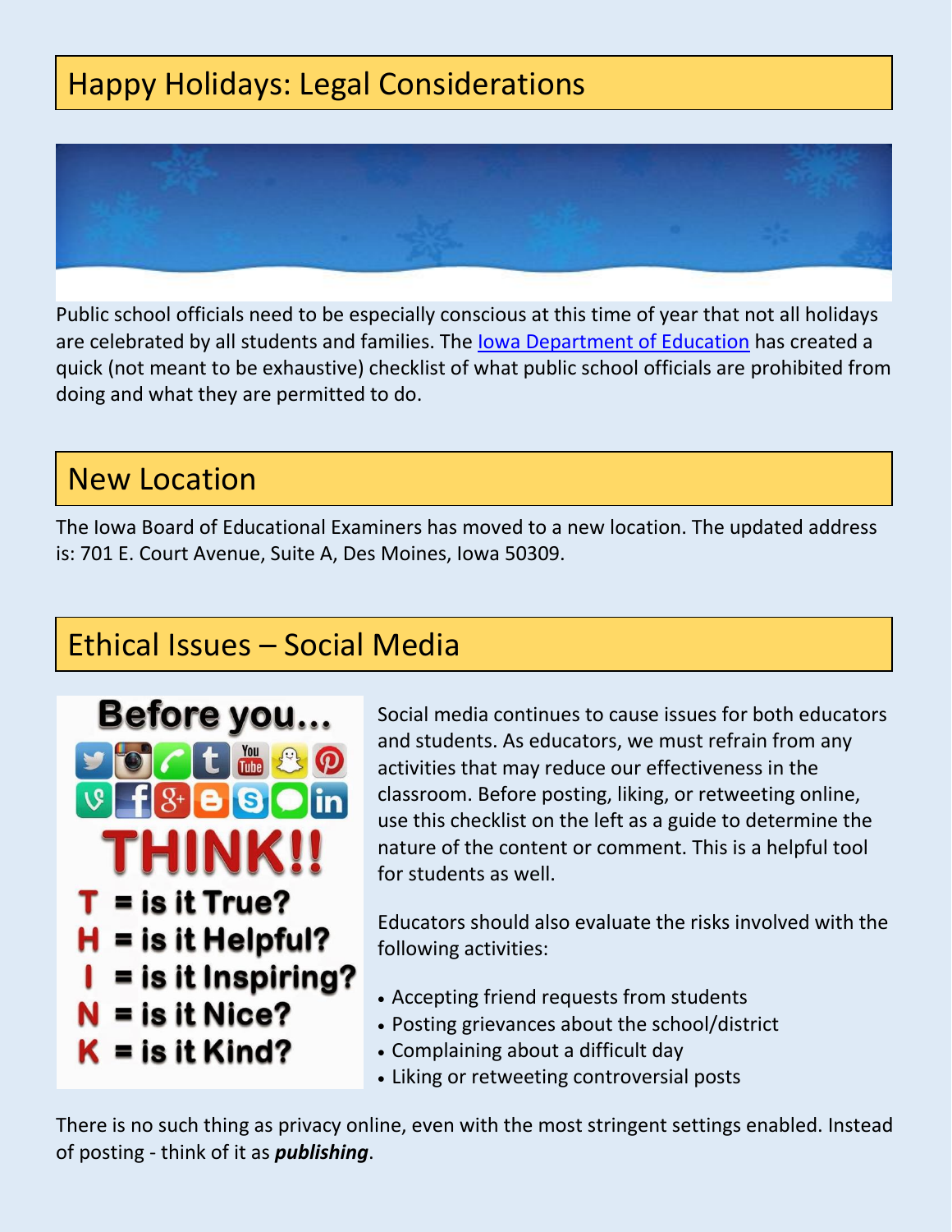## Happy Holidays: Legal Considerations

Public school officials need to be especially conscious at this time of year that not all holidays are celebrated by all students and families. The Iowa Department of Education has created a quick (not meant to be exhaustive) checklist of what public school officials are prohibited from doing and what they are permitted to do.

## New Location

The Iowa Board of Educational Examiners has moved to a new location. The updated address is: 701 E. Court Avenue, Suite A, Des Moines, Iowa 50309.

## Ethical Issues – Social Media

Before you...

THINK!!

T = is it True?

H = is it Helpful?

I = is it Inspiring?

N = is it Nice?

K = is it Kind?

Social media continues to cause issues for both educators and students. As educators, we must refrain from any activities that may reduce our effectiveness in the classroom. Before posting, liking, or retweeting online, use this checklist on the left as a guide to determine the nature of the content or comment. This is a helpful tool for students as well.

Educators should also evaluate the risks involved with the following activities:

- Accepting friend requests from students
- Posting grievances about the school/district
- Complaining about a difficult day
- Liking or retweeting controversial posts

There is no such thing as privacy online, even with the most stringent settings enabled. Instead of posting - think of it as ***publishing***.